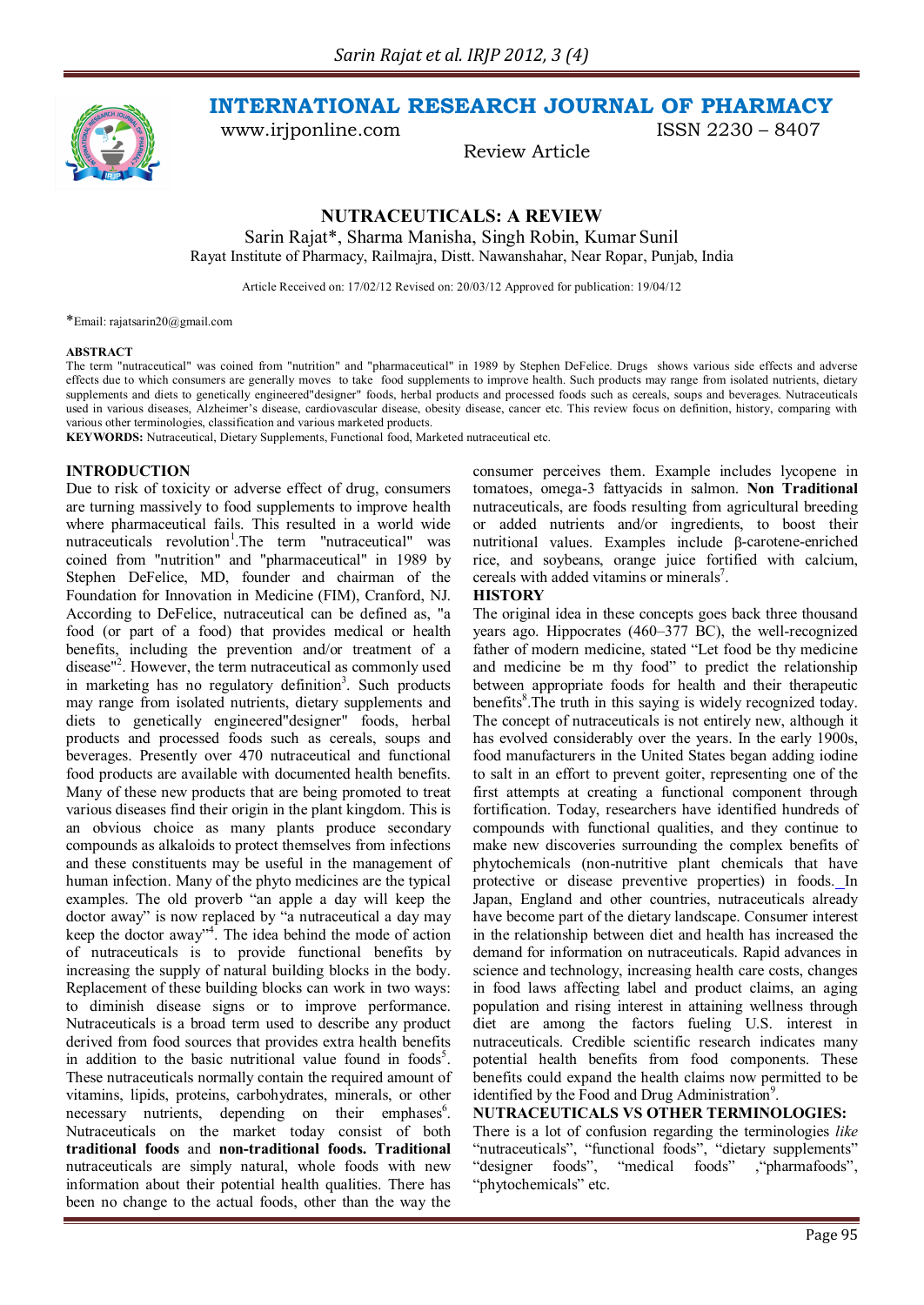# INTERNATIONAL RESEARCH JOURNAL OF PHARMACY

www.irjponline.com ISSN 2230 – 8407

Review Article

## NUTRACEUTICALS: A REVIEW

Sarin Rajat*, Sharma Manisha, Singh Robin, Kumar Sunil

Rayat Institute of Pharmacy, Railmajra, Distt. Nawanshahar, Near Ropar, Punjab, India

Article Received on: 17/02/12 Revised on: 20/03/12 Approved for publication: 19/04/12

*Email: rajatsarin20@gmail.com

**ABSTRACT**

The term "nutraceutical" was coined from "nutrition" and "pharmaceutical" in 1989 by Stephen DeFelice. Drugs shows various side effects and adverse effects due to which consumers are generally moves to take food supplements to improve health. Such products may range from isolated nutrients, dietary supplements and diets to genetically engineered"designer" foods, herbal products and processed foods such as cereals, soups and beverages. Nutraceuticals used in various diseases, Alzheimer's disease, cardiovascular disease, obesity disease, cancer etc. This review focus on definition, history, comparing with various other terminologies, classification and various marketed products.

**KEYWORDS:** Nutraceutical, Dietary Supplements, Functional food, Marketed nutraceutical etc.

## INTRODUCTION

Due to risk of toxicity or adverse effect of drug, consumers are turning massively to food supplements to improve health where pharmaceutical fails. This resulted in a world wide nutraceuticals revolution[1].The term "nutraceutical" was coined from "nutrition" and "pharmaceutical" in 1989 by Stephen DeFelice, MD, founder and chairman of the Foundation for Innovation in Medicine (FIM), Cranford, NJ. According to DeFelice, nutraceutical can be defined as, "a food (or part of a food) that provides medical or health benefits, including the prevention and/or treatment of a disease"[2]. However, the term nutraceutical as commonly used in marketing has no regulatory definition[3]. Such products may range from isolated nutrients, dietary supplements and diets to genetically engineered"designer" foods, herbal products and processed foods such as cereals, soups and beverages. Presently over 470 nutraceutical and functional food products are available with documented health benefits. Many of these new products that are being promoted to treat various diseases find their origin in the plant kingdom. This is an obvious choice as many plants produce secondary compounds as alkaloids to protect themselves from infections and these constituents may be useful in the management of human infection. Many of the phyto medicines are the typical examples. The old proverb "an apple a day will keep the doctor away" is now replaced by "a nutraceutical a day may keep the doctor away"[4]. The idea behind the mode of action of nutraceuticals is to provide functional benefits by increasing the supply of natural building blocks in the body. Replacement of these building blocks can work in two ways: to diminish disease signs or to improve performance. Nutraceuticals is a broad term used to describe any product derived from food sources that provides extra health benefits in addition to the basic nutritional value found in foods[5]. These nutraceuticals normally contain the required amount of vitamins, lipids, proteins, carbohydrates, minerals, or other necessary nutrients, depending on their emphases[6]. Nutraceuticals on the market today consist of both **traditional foods** and **non-traditional foods. Traditional** nutraceuticals are simply natural, whole foods with new information about their potential health qualities. There has been no change to the actual foods, other than the way the consumer perceives them. Example includes lycopene in tomatoes, omega-3 fattyacids in salmon. **Non Traditional** nutraceuticals, are foods resulting from agricultural breeding or added nutrients and/or ingredients, to boost their nutritional values. Examples include β-carotene-enriched rice, and soybeans, orange juice fortified with calcium, cereals with added vitamins or minerals[7].

## HISTORY

The original idea in these concepts goes back three thousand years ago. Hippocrates (460–377 BC), the well-recognized father of modern medicine, stated "Let food be thy medicine and medicine be m thy food" to predict the relationship between appropriate foods for health and their therapeutic benefits[8].The truth in this saying is widely recognized today. The concept of nutraceuticals is not entirely new, although it has evolved considerably over the years. In the early 1900s, food manufacturers in the United States began adding iodine to salt in an effort to prevent goiter, representing one of the first attempts at creating a functional component through fortification. Today, researchers have identified hundreds of compounds with functional qualities, and they continue to make new discoveries surrounding the complex benefits of phytochemicals (non-nutritive plant chemicals that have protective or disease preventive properties) in foods. In Japan, England and other countries, nutraceuticals already have become part of the dietary landscape. Consumer interest in the relationship between diet and health has increased the demand for information on nutraceuticals. Rapid advances in science and technology, increasing health care costs, changes in food laws affecting label and product claims, an aging population and rising interest in attaining wellness through diet are among the factors fueling U.S. interest in nutraceuticals. Credible scientific research indicates many potential health benefits from food components. These benefits could expand the health claims now permitted to be identified by the Food and Drug Administration[9].

## NUTRACEUTICALS VS OTHER TERMINOLOGIES:

There is a lot of confusion regarding the terminologies *like* "nutraceuticals", "functional foods", "dietary supplements" "designer foods", "medical foods" ,"pharmafoods", "phytochemicals" etc.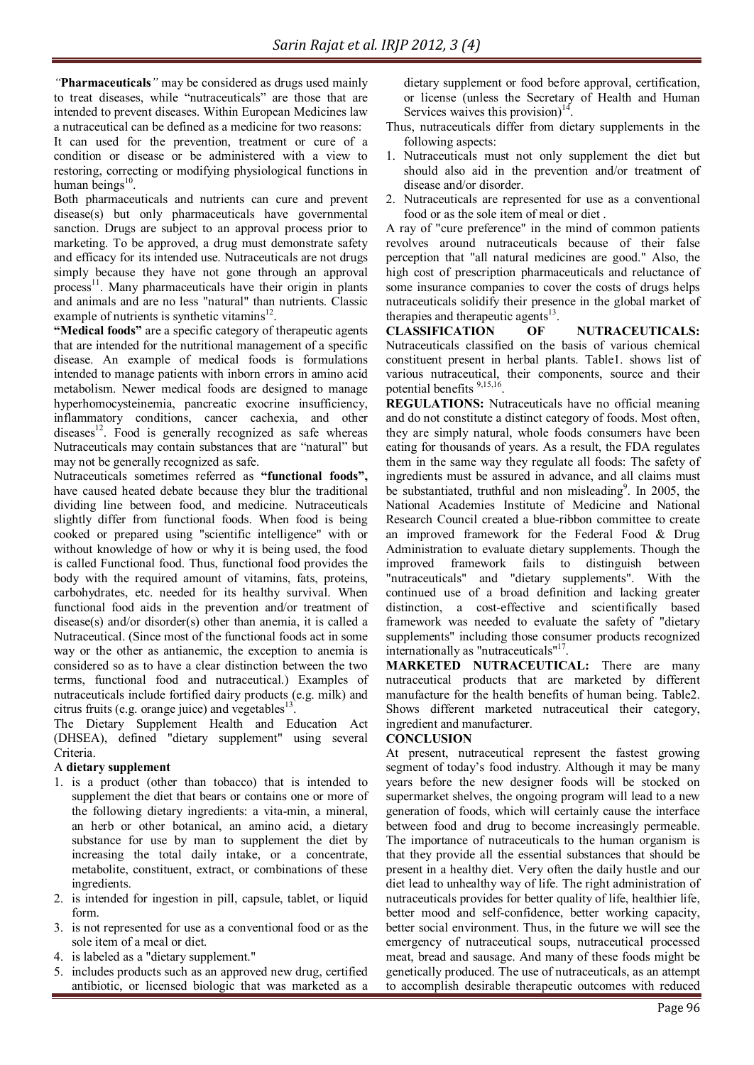*"***Pharmaceuticals***"* may be considered as drugs used mainly to treat diseases, while "nutraceuticals" are those that are intended to prevent diseases. Within European Medicines law a nutraceutical can be defined as a medicine for two reasons:

It can used for the prevention, treatment or cure of a condition or disease or be administered with a view to restoring, correcting or modifying physiological functions in human beings[10].

Both pharmaceuticals and nutrients can cure and prevent disease(s) but only pharmaceuticals have governmental sanction. Drugs are subject to an approval process prior to marketing. To be approved, a drug must demonstrate safety and efficacy for its intended use. Nutraceuticals are not drugs simply because they have not gone through an approval process[11]. Many pharmaceuticals have their origin in plants and animals and are no less "natural" than nutrients. Classic example of nutrients is synthetic vitamins[12].

**"Medical foods"** are a specific category of therapeutic agents that are intended for the nutritional management of a specific disease. An example of medical foods is formulations intended to manage patients with inborn errors in amino acid metabolism. Newer medical foods are designed to manage hyperhomocysteinemia, pancreatic exocrine insufficiency, inflammatory conditions, cancer cachexia, and other diseases[12]. Food is generally recognized as safe whereas Nutraceuticals may contain substances that are "natural" but may not be generally recognized as safe.

Nutraceuticals sometimes referred as **"functional foods"**, have caused heated debate because they blur the traditional dividing line between food, and medicine. Nutraceuticals slightly differ from functional foods. When food is being cooked or prepared using "scientific intelligence" with or without knowledge of how or why it is being used, the food is called Functional food. Thus, functional food provides the body with the required amount of vitamins, fats, proteins, carbohydrates, etc. needed for its healthy survival. When functional food aids in the prevention and/or treatment of disease(s) and/or disorder(s) other than anemia, it is called a Nutraceutical. (Since most of the functional foods act in some way or the other as antianemic, the exception to anemia is considered so as to have a clear distinction between the two terms, functional food and nutraceutical.) Examples of nutraceuticals include fortified dairy products (e.g. milk) and citrus fruits (e.g. orange juice) and vegetables[13].

The Dietary Supplement Health and Education Act (DHSEA), defined "dietary supplement" using several Criteria.

A **dietary supplement**

1. is a product (other than tobacco) that is intended to supplement the diet that bears or contains one or more of the following dietary ingredients: a vita-min, a mineral, an herb or other botanical, an amino acid, a dietary substance for use by man to supplement the diet by increasing the total daily intake, or a concentrate, metabolite, constituent, extract, or combinations of these ingredients.
2. is intended for ingestion in pill, capsule, tablet, or liquid form.
3. is not represented for use as a conventional food or as the sole item of a meal or diet.
4. is labeled as a "dietary supplement."
5. includes products such as an approved new drug, certified antibiotic, or licensed biologic that was marketed as a dietary supplement or food before approval, certification, or license (unless the Secretary of Health and Human Services waives this provision)[14].

Thus, nutraceuticals differ from dietary supplements in the following aspects:

1. Nutraceuticals must not only supplement the diet but should also aid in the prevention and/or treatment of disease and/or disorder.
2. Nutraceuticals are represented for use as a conventional food or as the sole item of meal or diet .

A ray of "cure preference" in the mind of common patients revolves around nutraceuticals because of their false perception that "all natural medicines are good." Also, the high cost of prescription pharmaceuticals and reluctance of some insurance companies to cover the costs of drugs helps nutraceuticals solidify their presence in the global market of therapies and therapeutic agents[13].

**CLASSIFICATION OF NUTRACEUTICALS:** Nutraceuticals classified on the basis of various chemical constituent present in herbal plants. Table1. shows list of various nutraceutical, their components, source and their potential benefits [9,15,16].

**REGULATIONS:** Nutraceuticals have no official meaning and do not constitute a distinct category of foods. Most often, they are simply natural, whole foods consumers have been eating for thousands of years. As a result, the FDA regulates them in the same way they regulate all foods: The safety of ingredients must be assured in advance, and all claims must be substantiated, truthful and non misleading[9]. In 2005, the National Academies Institute of Medicine and National Research Council created a blue-ribbon committee to create an improved framework for the Federal Food & Drug Administration to evaluate dietary supplements. Though the improved framework fails to distinguish between "nutraceuticals" and "dietary supplements". With the continued use of a broad definition and lacking greater distinction, a cost-effective and scientifically based framework was needed to evaluate the safety of "dietary supplements" including those consumer products recognized internationally as "nutraceuticals"[17].

**MARKETED NUTRACEUTICAL:** There are many nutraceutical products that are marketed by different manufacture for the health benefits of human being. Table2. Shows different marketed nutraceutical their category, ingredient and manufacturer.

## CONCLUSION

At present, nutraceutical represent the fastest growing segment of today's food industry. Although it may be many years before the new designer foods will be stocked on supermarket shelves, the ongoing program will lead to a new generation of foods, which will certainly cause the interface between food and drug to become increasingly permeable. The importance of nutraceuticals to the human organism is that they provide all the essential substances that should be present in a healthy diet. Very often the daily hustle and our diet lead to unhealthy way of life. The right administration of nutraceuticals provides for better quality of life, healthier life, better mood and self-confidence, better working capacity, better social environment. Thus, in the future we will see the emergency of nutraceutical soups, nutraceutical processed meat, bread and sausage. And many of these foods might be genetically produced. The use of nutraceuticals, as an attempt to accomplish desirable therapeutic outcomes with reduced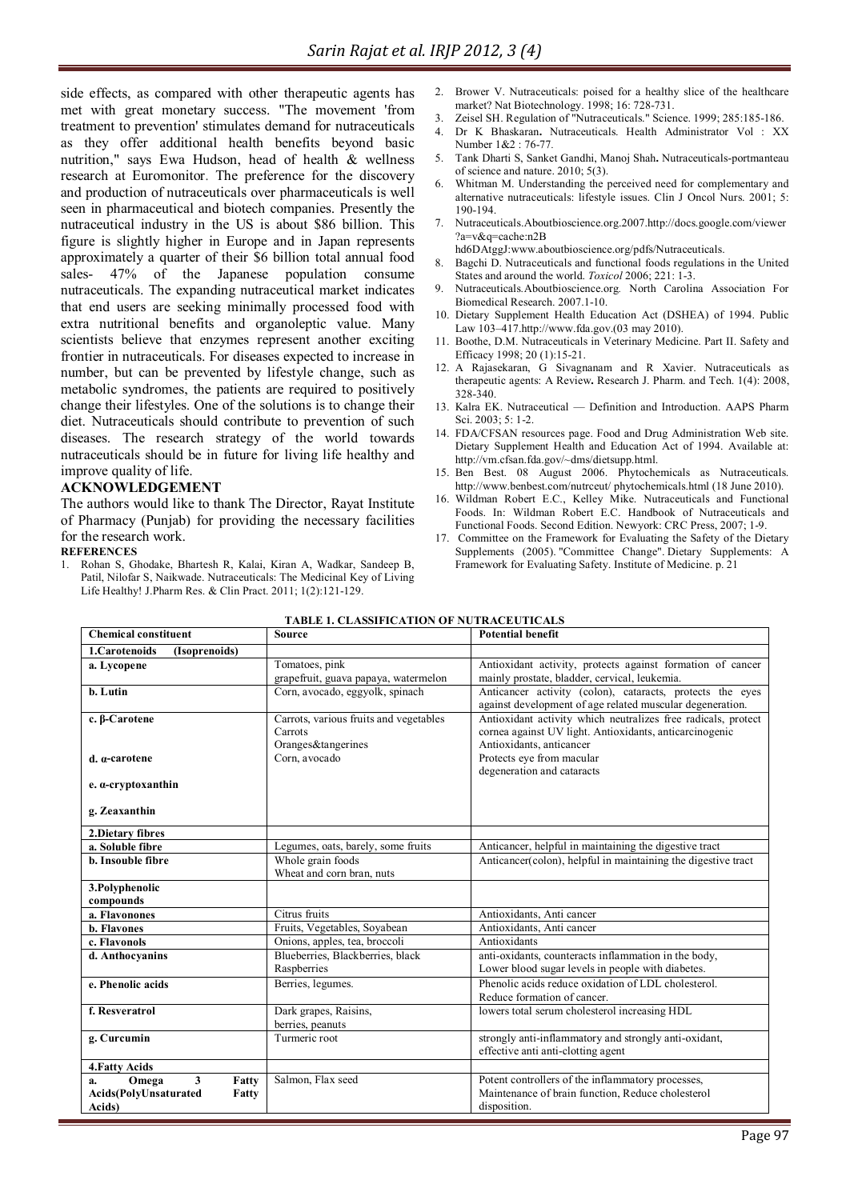side effects, as compared with other therapeutic agents has met with great monetary success. "The movement 'from treatment to prevention' stimulates demand for nutraceuticals as they offer additional health benefits beyond basic nutrition," says Ewa Hudson, head of health & wellness research at Euromonitor. The preference for the discovery and production of nutraceuticals over pharmaceuticals is well seen in pharmaceutical and biotech companies. Presently the nutraceutical industry in the US is about \$86 billion. This figure is slightly higher in Europe and in Japan represents approximately a quarter of their \$6 billion total annual food sales- 47% of the Japanese population consume nutraceuticals. The expanding nutraceutical market indicates that end users are seeking minimally processed food with extra nutritional benefits and organoleptic value. Many scientists believe that enzymes represent another exciting frontier in nutraceuticals. For diseases expected to increase in number, but can be prevented by lifestyle change, such as metabolic syndromes, the patients are required to positively change their lifestyles. One of the solutions is to change their diet. Nutraceuticals should contribute to prevention of such diseases. The research strategy of the world towards nutraceuticals should be in future for living life healthy and improve quality of life.

## ACKNOWLEDGEMENT

The authors would like to thank The Director, Rayat Institute of Pharmacy (Punjab) for providing the necessary facilities for the research work.

## REFERENCES

1. Rohan S, Ghodake, Bhartesh R, Kalai, Kiran A, Wadkar, Sandeep B, Patil, Nilofar S, Naikwade. Nutraceuticals: The Medicinal Key of Living Life Healthy! J.Pharm Res. & Clin Pract. 2011; 1(2):121-129.
2. Brower V. Nutraceuticals: poised for a healthy slice of the healthcare market? Nat Biotechnology. 1998; 16: 728-731.
3. Zeisel SH. Regulation of "Nutraceuticals." Science. 1999; 285:185-186.
4. Dr K Bhaskaran**.** Nutraceuticals. Health Administrator Vol : XX Number 1&2 : 76-77.
5. Tank Dharti S, Sanket Gandhi, Manoj Shah**.** Nutraceuticals-portmanteau of science and nature. 2010; 5(3).
6. Whitman M. Understanding the perceived need for complementary and alternative nutraceuticals: lifestyle issues. Clin J Oncol Nurs. 2001; 5: 190-194.
7. Nutraceuticals.Aboutbioscience.org.2007.http://docs.google.com/viewer?a=v&q=cache:n2B hd6DAtggJ:www.aboutbioscience.org/pdfs/Nutraceuticals.
8. Bagchi D. Nutraceuticals and functional foods regulations in the United States and around the world. *Toxicol* 2006; 221: 1-3.
9. Nutraceuticals.Aboutbioscience.org. North Carolina Association For Biomedical Research. 2007.1-10.
10. Dietary Supplement Health Education Act (DSHEA) of 1994. Public Law 103–417.http://www.fda.gov.(03 may 2010).
11. Boothe, D.M. Nutraceuticals in Veterinary Medicine. Part II. Safety and Efficacy 1998; 20 (1):15-21.
12. A Rajasekaran, G Sivagnanam and R Xavier. Nutraceuticals as therapeutic agents: A Review**.** Research J. Pharm. and Tech. 1(4): 2008, 328-340.
13. Kalra EK. Nutraceutical — Definition and Introduction. AAPS Pharm Sci. 2003; 5: 1-2.
14. FDA/CFSAN resources page. Food and Drug Administration Web site. Dietary Supplement Health and Education Act of 1994. Available at: http://vm.cfsan.fda.gov/~dms/dietsupp.html.
15. Ben Best. 08 August 2006. Phytochemicals as Nutraceuticals. http://www.benbest.com/nutrceut/ phytochemicals.html (18 June 2010).
16. Wildman Robert E.C., Kelley Mike. Nutraceuticals and Functional Foods. In: Wildman Robert E.C. Handbook of Nutraceuticals and Functional Foods. Second Edition. Newyork: CRC Press, 2007; 1-9.
17. Committee on the Framework for Evaluating the Safety of the Dietary Supplements (2005). "Committee Change". Dietary Supplements: A Framework for Evaluating Safety. Institute of Medicine. p. 21

**TABLE 1. CLASSIFICATION OF NUTRACEUTICALS**

| Chemical constituent | Source | Potential benefit |
|---|---|---|
| **1.Carotenoids (Isoprenoids)** | | |
| **a. Lycopene** | Tomatoes, pink grapefruit, guava papaya, watermelon | Antioxidant activity, protects against formation of cancer mainly prostate, bladder, cervical, leukemia. |
| **b. Lutin** | Corn, avocado, eggyolk, spinach | Anticancer activity (colon), cataracts, protects the eyes against development of age related muscular degeneration. |
| **c. β-Carotene** | Carrots, various fruits and vegetables Carrots Oranges&tangerines | Antioxidant activity which neutralizes free radicals, protect cornea against UV light. Antioxidants, anticarcinogenic Antioxidants, anticancer |
| **d. α-carotene** | Corn, avocado | Protects eye from macular degeneration and cataracts |
| **e. α-cryptoxanthin** | | |
| **g. Zeaxanthin** | | |
| **2.Dietary fibres** | | |
| **a. Soluble fibre** | Legumes, oats, barely, some fruits | Anticancer, helpful in maintaining the digestive tract |
| **b. Insouble fibre** | Whole grain foods Wheat and corn bran, nuts | Anticancer(colon), helpful in maintaining the digestive tract |
| **3.Polyphenolic compounds** | | |
| **a. Flavonones** | Citrus fruits | Antioxidants, Anti cancer |
| **b. Flavones** | Fruits, Vegetables, Soyabean | Antioxidants, Anti cancer |
| **c. Flavonols** | Onions, apples, tea, broccoli | Antioxidants |
| **d. Anthocyanins** | Blueberries, Blackberries, black Raspberries | anti-oxidants, counteracts inflammation in the body, Lower blood sugar levels in people with diabetes. |
| **e. Phenolic acids** | Berries, legumes. | Phenolic acids reduce oxidation of LDL cholesterol. Reduce formation of cancer. |
| **f. Resveratrol** | Dark grapes, Raisins, berries, peanuts | lowers total serum cholesterol increasing HDL |
| **g. Curcumin** | Turmeric root | strongly anti-inflammatory and strongly anti-oxidant, effective anti anti-clotting agent |
| **4.Fatty Acids** | | |
| **a. Omega 3 Fatty Acids(PolyUnsaturated Fatty Acids)** | Salmon, Flax seed | Potent controllers of the inflammatory processes, Maintenance of brain function, Reduce cholesterol disposition. |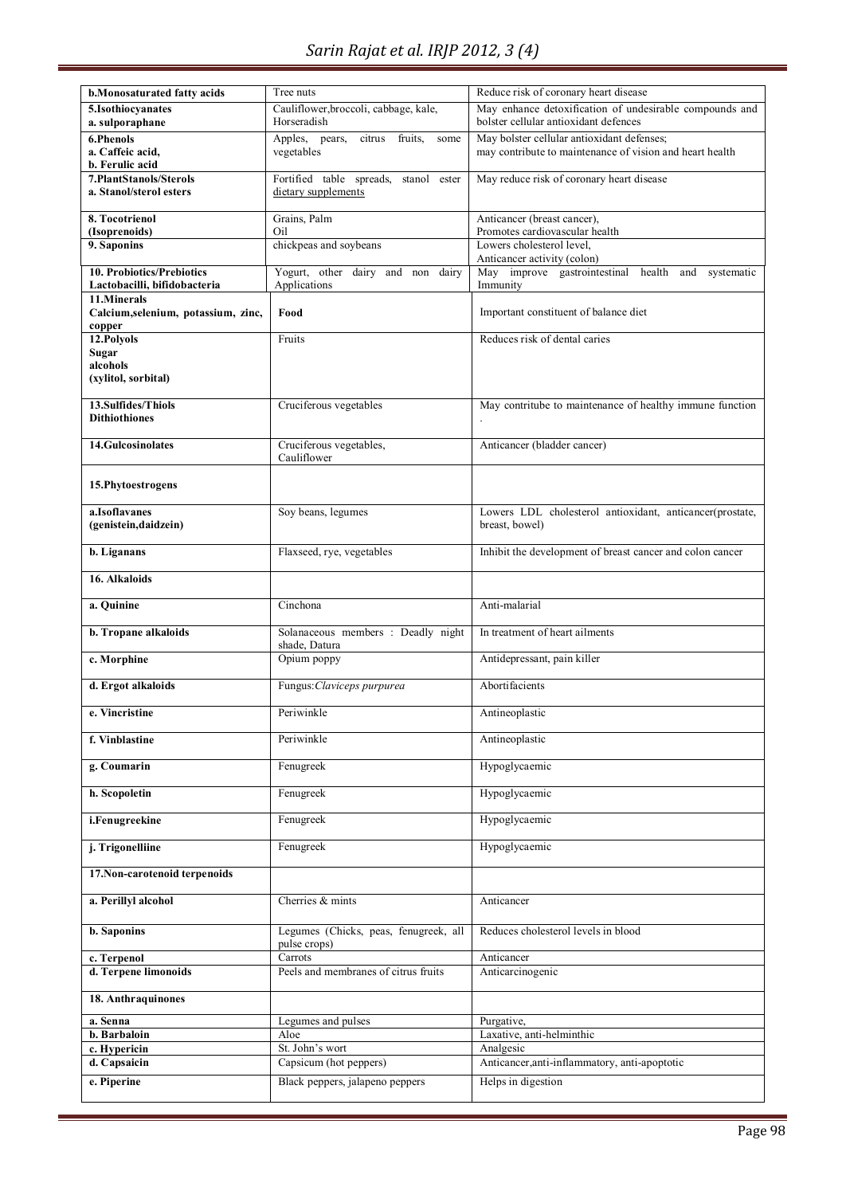| **b.Monosaturated fatty acids** | Tree nuts | Reduce risk of coronary heart disease |
|---|---|---|
| **5.Isothiocyanates a. sulporaphane** | Cauliflower,broccoli, cabbage, kale, Horseradish | May enhance detoxification of undesirable compounds and bolster cellular antioxidant defences |
| **6.Phenols a. Caffeic acid, b. Ferulic acid** | Apples, pears, citrus fruits, some vegetables | May bolster cellular antioxidant defenses; may contribute to maintenance of vision and heart health |
| **7.PlantStanols/Sterols a. Stanol/sterol esters** | Fortified table spreads, stanol ester dietary supplements | May reduce risk of coronary heart disease |
| **8. Tocotrienol (Isoprenoids)** | Grains, Palm Oil | Anticancer (breast cancer), Promotes cardiovascular health |
| **9. Saponins** | chickpeas and soybeans | Lowers cholesterol level, Anticancer activity (colon) |
| **10. Probiotics/Prebiotics Lactobacilli, bifidobacteria** | Yogurt, other dairy and non dairy Applications | May improve gastrointestinal health and systematic Immunity |
| **11.Minerals Calcium,selenium, potassium, zinc, copper** | **Food** | Important constituent of balance diet |
| **12.Polyols Sugar alcohols (xylitol, sorbital)** | Fruits | Reduces risk of dental caries |
| **13.Sulfides/Thiols Dithiothiones** | Cruciferous vegetables | May contritube to maintenance of healthy immune function . |
| **14.Gulcosinolates** | Cruciferous vegetables, Cauliflower | Anticancer (bladder cancer) |
| **15.Phytoestrogens** | | |
| **a.Isoflavanes (genistein,daidzein)** | Soy beans, legumes | Lowers LDL cholesterol antioxidant, anticancer(prostate, breast, bowel) |
| **b. Liganans** | Flaxseed, rye, vegetables | Inhibit the development of breast cancer and colon cancer |
| **16. Alkaloids** | | |
| **a. Quinine** | Cinchona | Anti-malarial |
| **b. Tropane alkaloids** | Solanaceous members : Deadly night shade, Datura | In treatment of heart ailments |
| **c. Morphine** | Opium poppy | Antidepressant, pain killer |
| **d. Ergot alkaloids** | Fungus:*Claviceps purpurea* | Abortifacients |
| **e. Vincristine** | Periwinkle | Antineoplastic |
| **f. Vinblastine** | Periwinkle | Antineoplastic |
| **g. Coumarin** | Fenugreek | Hypoglycaemic |
| **h. Scopoletin** | Fenugreek | Hypoglycaemic |
| **i.Fenugreekine** | Fenugreek | Hypoglycaemic |
| **j. Trigonelliine** | Fenugreek | Hypoglycaemic |
| **17.Non-carotenoid terpenoids** | | |
| **a. Perillyl alcohol** | Cherries & mints | Anticancer |
| **b. Saponins** | Legumes (Chicks, peas, fenugreek, all pulse crops) | Reduces cholesterol levels in blood |
| **c. Terpenol** | Carrots | Anticancer |
| **d. Terpene limonoids** | Peels and membranes of citrus fruits | Anticarcinogenic |
| **18. Anthraquinones** | | |
| **a. Senna** | Legumes and pulses | Purgative, |
| **b. Barbaloin** | Aloe | Laxative, anti-helminthic |
| **c. Hypericin** | St. John's wort | Analgesic |
| **d. Capsaicin** | Capsicum (hot peppers) | Anticancer,anti-inflammatory, anti-apoptotic |
| **e. Piperine** | Black peppers, jalapeno peppers | Helps in digestion |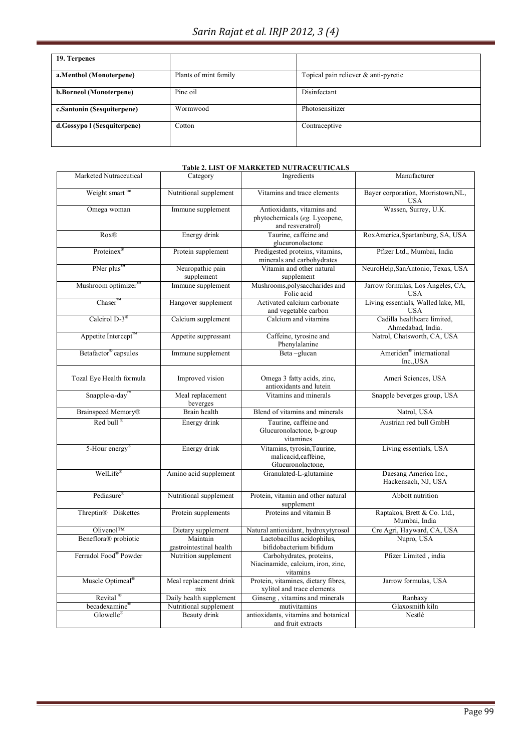| 19. Terpenes | | |
|---|---|---|
| **a.Menthol (Monoterpene)** | Plants of mint family | Topical pain reliever & anti-pyretic |
| **b.Borneol (Monoterpene)** | Pine oil | Disinfectant |
| **c.Santonin (Sesquiterpene)** | Wormwood | Photosensitizer |
| **d.Gossypo l (Sesquiterpene)** | Cotton | Contraceptive |

**Table 2. LIST OF MARKETED NUTRACEUTICALS**

| Marketed Nutraceutical | Category | Ingredients | Manufacturer |
|---|---|---|---|
| Weight smart tm | Nutritional supplement | Vitamins and trace elements | Bayer corporation, Morristown,NL, USA |
| Omega woman | Immune supplement | Antioxidants, vitamins and phytochemicals (*eg.* Lycopene, and resveratrol) | Wassen, Surrey, U.K. |
| Rox® | Energy drink | Taurine, caffeine and glucuronolactone | RoxAmerica,Spartanburg, SA, USA |
| Proteinex® | Protein supplement | Predigested proteins, vitamins, minerals and carbohydrates | Pfizer Ltd., Mumbai, India |
| PNer plus™ | Neuropathic pain supplement | Vitamin and other natural supplement | NeuroHelp,SanAntonio, Texas, USA |
| Mushroom optimizer™ | Immune supplement | Mushrooms,polysaccharides and Folic acid | Jarrow formulas, Los Angeles, CA, USA |
| Chaser™ | Hangover supplement | Activated calcium carbonate and vegetable carbon | Living essentials, Walled lake, MI, USA |
| Calcirol D-3® | Calcium supplement | Calcium and vitamins | Cadilla healthcare limited, Ahmedabad, India. |
| Appetite Intercept™ | Appetite suppressant | Caffeine, tyrosine and Phenylalanine | Natrol, Chatsworth, CA, USA |
| Betafactor® capsules | Immune supplement | Beta –glucan | Ameriden® international Inc.,USA |
| Tozal Eye Health formula | Improved vision | Omega 3 fatty acids, zinc, antioxidants and lutein | Ameri Sciences, USA |
| Snapple-a-day™ | Meal replacement beverges | Vitamins and minerals | Snapple beverges group, USA |
| Brainspeed Memory® | Brain health | Blend of vitamins and minerals | Natrol, USA |
| Red bull ® | Energy drink | Taurine, caffeine and Glucuronolactone, b-group vitamines | Austrian red bull GmbH |
| 5-Hour energy® | Energy drink | Vitamins, tyrosin,Taurine, malicacid,caffeine, Glucuronolactone, | Living essentials, USA |
| WelLife® | Amino acid supplement | Granulated-L-glutamine | Daesang America Inc., Hackensach, NJ, USA |
| Pediasure® | Nutritional supplement | Protein, vitamin and other natural supplement | Abbott nutrition |
| Threptin® Diskettes | Protein supplements | Proteins and vitamin B | Raptakos, Brett & Co. Ltd., Mumbai, India |
| Olivenol™ | Dietary supplement | Natural antioxidant, hydroxytyrosol | Cre Agri, Hayward, CA, USA |
| Beneflora® probiotic | Maintain gastrointestinal health | Lactobacillus acidophilus, bifidobacterium bifidum | Nupro, USA |
| Ferradol Food® Powder | Nutrition supplement | Carbohydrates, proteins, Niacinamide, calcium, iron, zinc, vitamins | Pfizer Limited , india |
| Muscle Optimeal® | Meal replacement drink mix | Protein, vitamines, dietary fibres, xylitol and trace elements | Jarrow formulas, USA |
| Revital ® | Daily health supplement | Ginseng , vitamins and minerals | Ranbaxy |
| becadexamine® | Nutritional supplement | mutivitamins | Glaxosmith kiln |
| Glowelle® | Beauty drink | antioxidants, vitamins and botanical and fruit extracts | Nestlé |